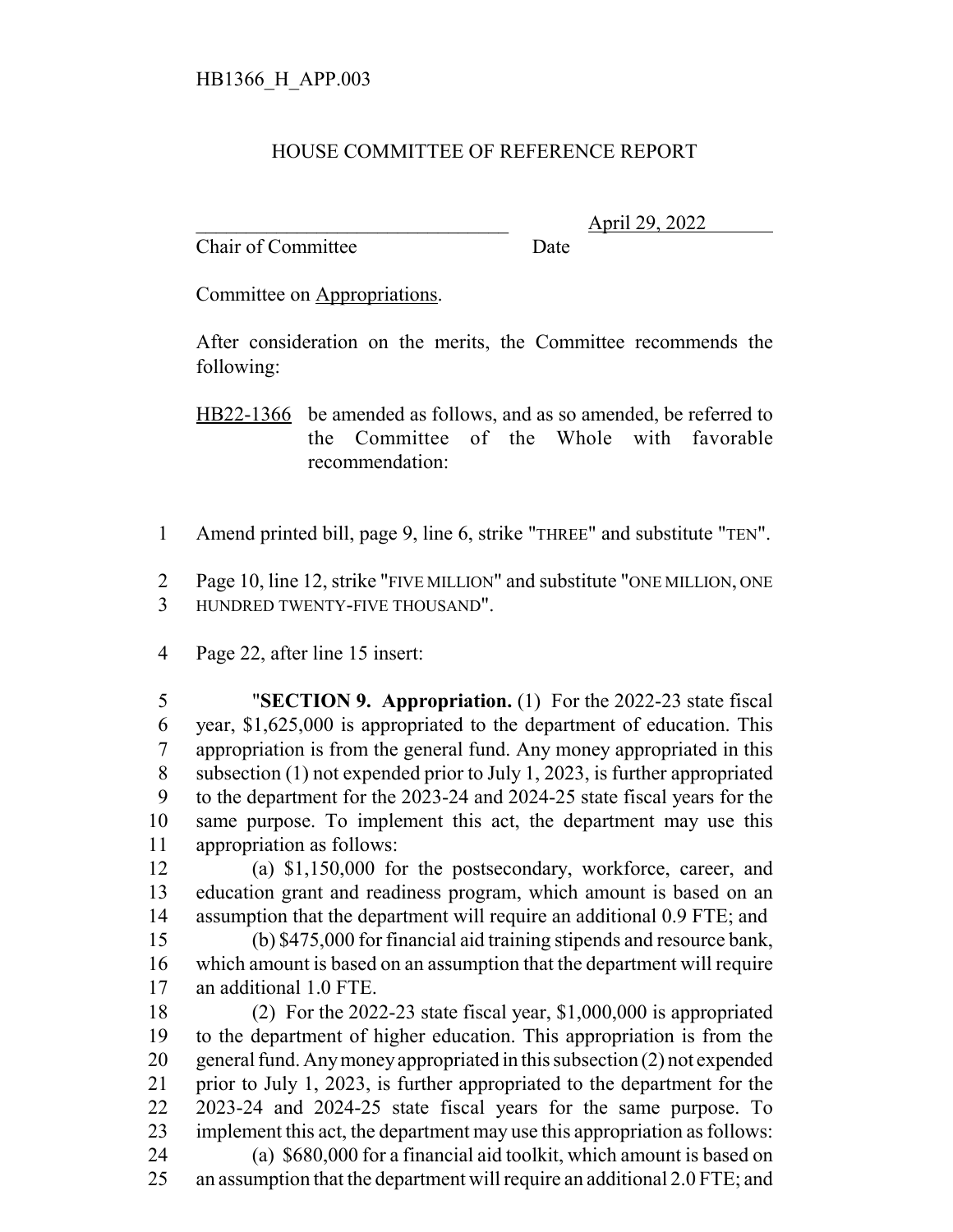HB1366_H_APP.003

# HOUSE COMMITTEE OF REFERENCE REPORT

________________________________ April 29, 2022
Chair of Committee Date

Committee on Appropriations.

After consideration on the merits, the Committee recommends the following:

HB22-1366 be amended as follows, and as so amended, be referred to the Committee of the Whole with favorable recommendation:

1 Amend printed bill, page 9, line 6, strike "THREE" and substitute "TEN".

2 Page 10, line 12, strike "FIVE MILLION" and substitute "ONE MILLION, ONE
3 HUNDRED TWENTY-FIVE THOUSAND".

4 Page 22, after line 15 insert:

5 "**SECTION 9. Appropriation.** (1) For the 2022-23 state fiscal
6 year, $1,625,000 is appropriated to the department of education. This
7 appropriation is from the general fund. Any money appropriated in this
8 subsection (1) not expended prior to July 1, 2023, is further appropriated
9 to the department for the 2023-24 and 2024-25 state fiscal years for the
10 same purpose. To implement this act, the department may use this
11 appropriation as follows:
12 (a) $1,150,000 for the postsecondary, workforce, career, and
13 education grant and readiness program, which amount is based on an
14 assumption that the department will require an additional 0.9 FTE; and
15 (b) $475,000 for financial aid training stipends and resource bank,
16 which amount is based on an assumption that the department will require
17 an additional 1.0 FTE.
18 (2) For the 2022-23 state fiscal year, $1,000,000 is appropriated
19 to the department of higher education. This appropriation is from the
20 general fund. Any money appropriated in this subsection (2) not expended
21 prior to July 1, 2023, is further appropriated to the department for the
22 2023-24 and 2024-25 state fiscal years for the same purpose. To
23 implement this act, the department may use this appropriation as follows:
24 (a) $680,000 for a financial aid toolkit, which amount is based on
25 an assumption that the department will require an additional 2.0 FTE; and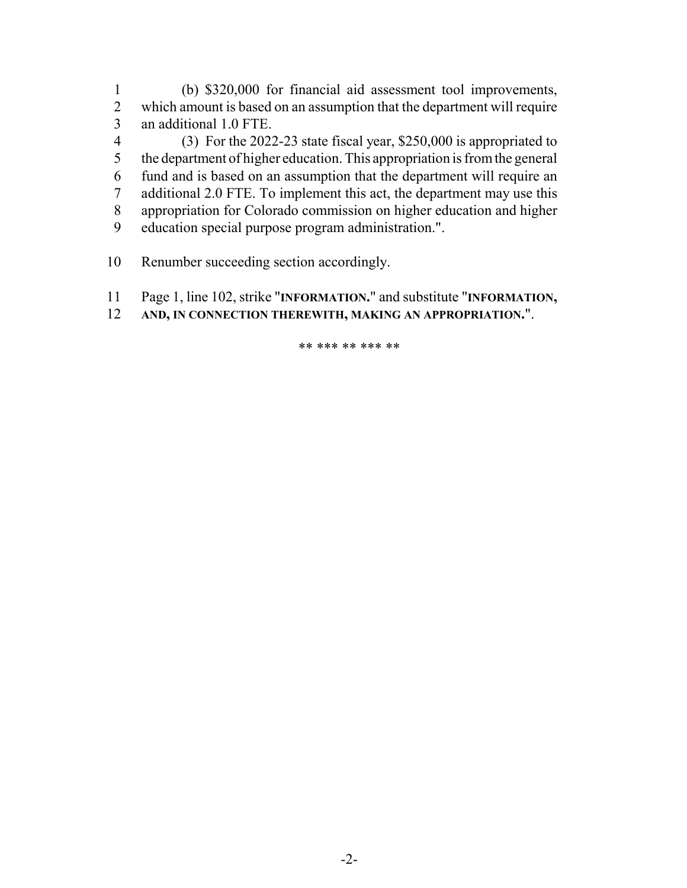(b) $320,000 for financial aid assessment tool improvements, which amount is based on an assumption that the department will require an additional 1.0 FTE.

(3) For the 2022-23 state fiscal year, $250,000 is appropriated to the department of higher education. This appropriation is from the general fund and is based on an assumption that the department will require an additional 2.0 FTE. To implement this act, the department may use this appropriation for Colorado commission on higher education and higher education special purpose program administration.".

Renumber succeeding section accordingly.

Page 1, line 102, strike "**INFORMATION.**" and substitute "**INFORMATION, AND, IN CONNECTION THEREWITH, MAKING AN APPROPRIATION.**".

** *** ** *** **